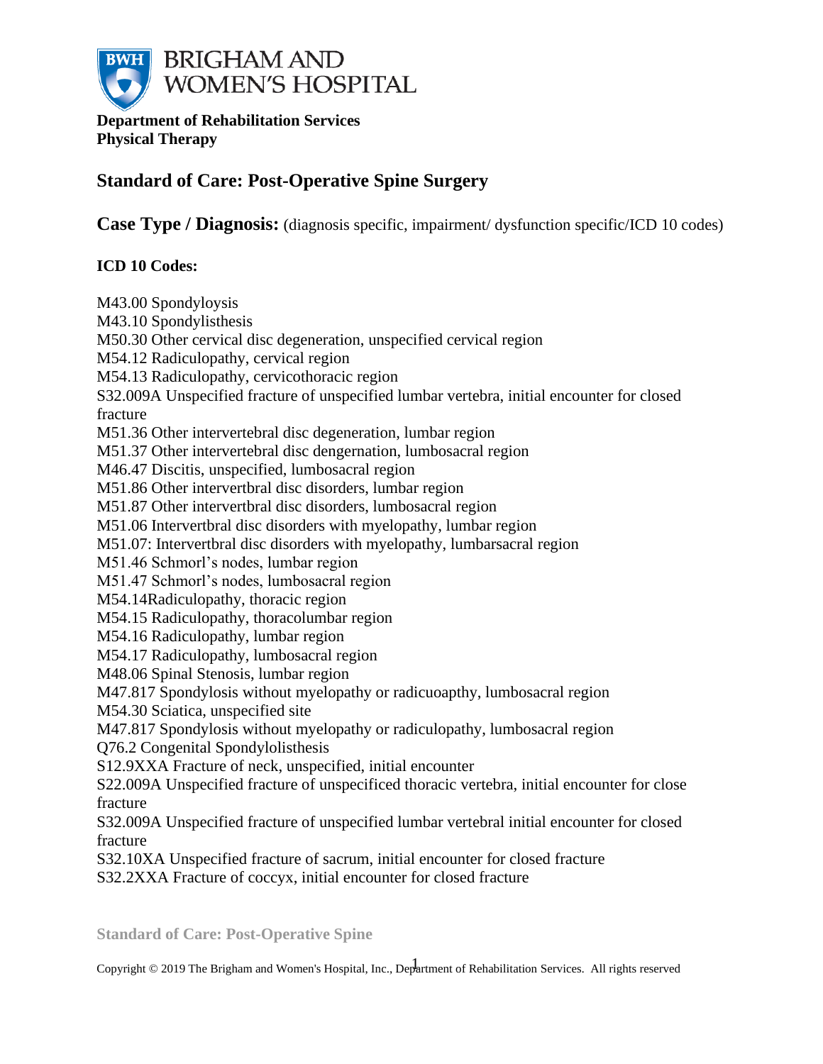BRIGHAM AND WOMEN'S HOSPITAL

**Department of Rehabilitation Services**
**Physical Therapy**

## Standard of Care: Post-Operative Spine Surgery

**Case Type / Diagnosis:** (diagnosis specific, impairment/ dysfunction specific/ICD 10 codes)

**ICD 10 Codes:**

M43.00 Spondyloysis
M43.10 Spondylisthesis
M50.30 Other cervical disc degeneration, unspecified cervical region
M54.12 Radiculopathy, cervical region
M54.13 Radiculopathy, cervicothoracic region
S32.009A Unspecified fracture of unspecified lumbar vertebra, initial encounter for closed fracture
M51.36 Other intervertebral disc degeneration, lumbar region
M51.37 Other intervertebral disc dengernation, lumbosacral region
M46.47 Discitis, unspecified, lumbosacral region
M51.86 Other intervertbral disc disorders, lumbar region
M51.87 Other intervertbral disc disorders, lumbosacral region
M51.06 Intervertbral disc disorders with myelopathy, lumbar region
M51.07: Intervertbral disc disorders with myelopathy, lumbarsacral region
M51.46 Schmorl's nodes, lumbar region
M51.47 Schmorl's nodes, lumbosacral region
M54.14Radiculopathy, thoracic region
M54.15 Radiculopathy, thoracolumbar region
M54.16 Radiculopathy, lumbar region
M54.17 Radiculopathy, lumbosacral region
M48.06 Spinal Stenosis, lumbar region
M47.817 Spondylosis without myelopathy or radicuoapthy, lumbosacral region
M54.30 Sciatica, unspecified site
M47.817 Spondylosis without myelopathy or radiculopathy, lumbosacral region
Q76.2 Congenital Spondylolisthesis
S12.9XXA Fracture of neck, unspecified, initial encounter
S22.009A Unspecified fracture of unspecificed thoracic vertebra, initial encounter for close fracture
S32.009A Unspecified fracture of unspecified lumbar vertebral initial encounter for closed fracture
S32.10XA Unspecified fracture of sacrum, initial encounter for closed fracture
S32.2XXA Fracture of coccyx, initial encounter for closed fracture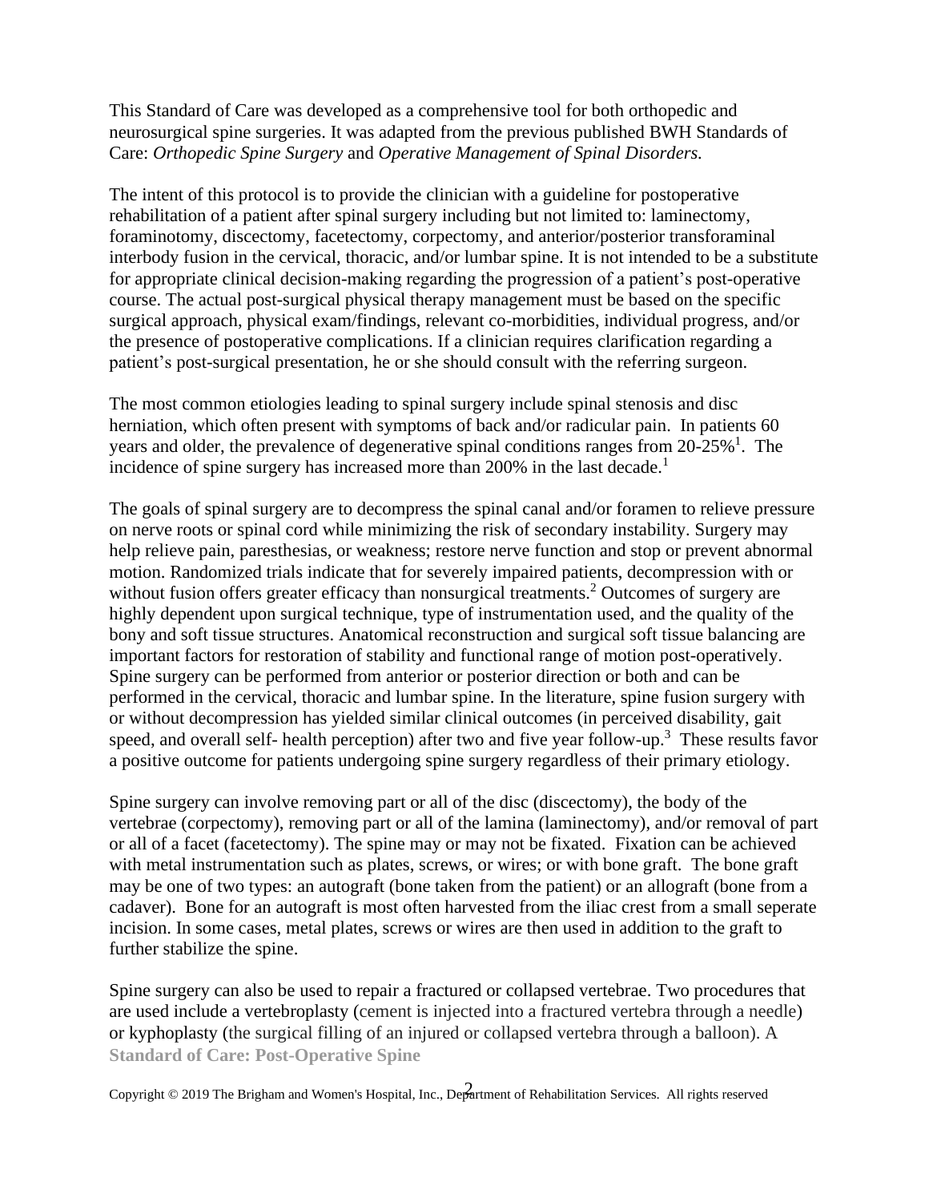This Standard of Care was developed as a comprehensive tool for both orthopedic and neurosurgical spine surgeries. It was adapted from the previous published BWH Standards of Care: *Orthopedic Spine Surgery* and *Operative Management of Spinal Disorders.*

The intent of this protocol is to provide the clinician with a guideline for postoperative rehabilitation of a patient after spinal surgery including but not limited to: laminectomy, foraminotomy, discectomy, facetectomy, corpectomy, and anterior/posterior transforaminal interbody fusion in the cervical, thoracic, and/or lumbar spine. It is not intended to be a substitute for appropriate clinical decision-making regarding the progression of a patient's post-operative course. The actual post-surgical physical therapy management must be based on the specific surgical approach, physical exam/findings, relevant co-morbidities, individual progress, and/or the presence of postoperative complications. If a clinician requires clarification regarding a patient's post-surgical presentation, he or she should consult with the referring surgeon.

The most common etiologies leading to spinal surgery include spinal stenosis and disc herniation, which often present with symptoms of back and/or radicular pain. In patients 60 years and older, the prevalence of degenerative spinal conditions ranges from 20-25%[1]. The incidence of spine surgery has increased more than 200% in the last decade.[1]

The goals of spinal surgery are to decompress the spinal canal and/or foramen to relieve pressure on nerve roots or spinal cord while minimizing the risk of secondary instability. Surgery may help relieve pain, paresthesias, or weakness; restore nerve function and stop or prevent abnormal motion. Randomized trials indicate that for severely impaired patients, decompression with or without fusion offers greater efficacy than nonsurgical treatments.[2] Outcomes of surgery are highly dependent upon surgical technique, type of instrumentation used, and the quality of the bony and soft tissue structures. Anatomical reconstruction and surgical soft tissue balancing are important factors for restoration of stability and functional range of motion post-operatively. Spine surgery can be performed from anterior or posterior direction or both and can be performed in the cervical, thoracic and lumbar spine. In the literature, spine fusion surgery with or without decompression has yielded similar clinical outcomes (in perceived disability, gait speed, and overall self- health perception) after two and five year follow-up.[3] These results favor a positive outcome for patients undergoing spine surgery regardless of their primary etiology.

Spine surgery can involve removing part or all of the disc (discectomy), the body of the vertebrae (corpectomy), removing part or all of the lamina (laminectomy), and/or removal of part or all of a facet (facetectomy). The spine may or may not be fixated. Fixation can be achieved with metal instrumentation such as plates, screws, or wires; or with bone graft. The bone graft may be one of two types: an autograft (bone taken from the patient) or an allograft (bone from a cadaver). Bone for an autograft is most often harvested from the iliac crest from a small seperate incision. In some cases, metal plates, screws or wires are then used in addition to the graft to further stabilize the spine.

Spine surgery can also be used to repair a fractured or collapsed vertebrae. Two procedures that are used include a vertebroplasty (cement is injected into a fractured vertebra through a needle) or kyphoplasty (the surgical filling of an injured or collapsed vertebra through a balloon). A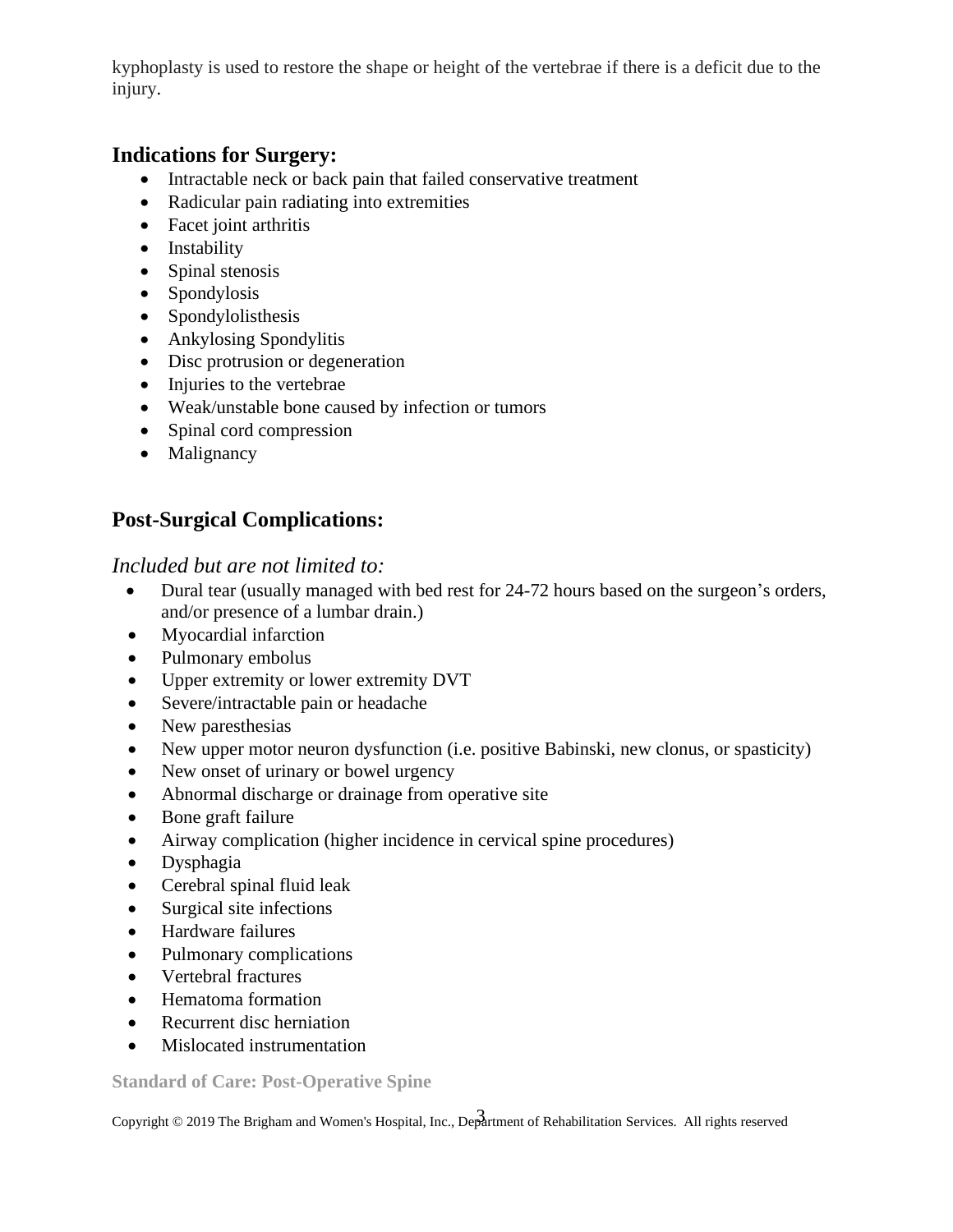kyphoplasty is used to restore the shape or height of the vertebrae if there is a deficit due to the injury.

## Indications for Surgery:

- Intractable neck or back pain that failed conservative treatment
- Radicular pain radiating into extremities
- Facet joint arthritis
- Instability
- Spinal stenosis
- Spondylosis
- Spondylolisthesis
- Ankylosing Spondylitis
- Disc protrusion or degeneration
- Injuries to the vertebrae
- Weak/unstable bone caused by infection or tumors
- Spinal cord compression
- Malignancy

## Post-Surgical Complications:

*Included but are not limited to:*

- Dural tear (usually managed with bed rest for 24-72 hours based on the surgeon's orders, and/or presence of a lumbar drain.)
- Myocardial infarction
- Pulmonary embolus
- Upper extremity or lower extremity DVT
- Severe/intractable pain or headache
- New paresthesias
- New upper motor neuron dysfunction (i.e. positive Babinski, new clonus, or spasticity)
- New onset of urinary or bowel urgency
- Abnormal discharge or drainage from operative site
- Bone graft failure
- Airway complication (higher incidence in cervical spine procedures)
- Dysphagia
- Cerebral spinal fluid leak
- Surgical site infections
- Hardware failures
- Pulmonary complications
- Vertebral fractures
- Hematoma formation
- Recurrent disc herniation
- Mislocated instrumentation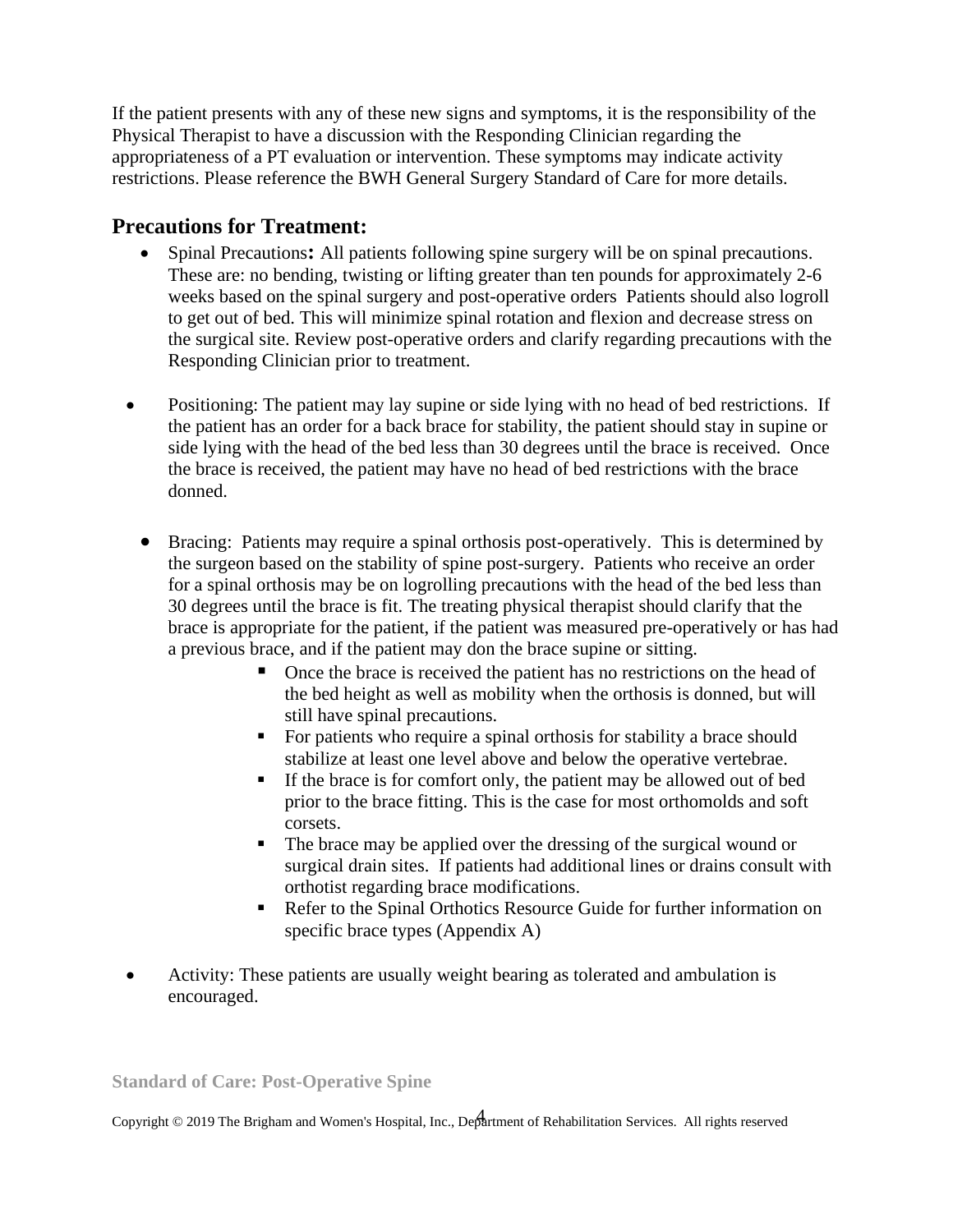If the patient presents with any of these new signs and symptoms, it is the responsibility of the Physical Therapist to have a discussion with the Responding Clinician regarding the appropriateness of a PT evaluation or intervention. These symptoms may indicate activity restrictions. Please reference the BWH General Surgery Standard of Care for more details.

## Precautions for Treatment:

- Spinal Precautions**:** All patients following spine surgery will be on spinal precautions. These are: no bending, twisting or lifting greater than ten pounds for approximately 2-6 weeks based on the spinal surgery and post-operative orders Patients should also logroll to get out of bed. This will minimize spinal rotation and flexion and decrease stress on the surgical site. Review post-operative orders and clarify regarding precautions with the Responding Clinician prior to treatment.

- Positioning: The patient may lay supine or side lying with no head of bed restrictions. If the patient has an order for a back brace for stability, the patient should stay in supine or side lying with the head of the bed less than 30 degrees until the brace is received. Once the brace is received, the patient may have no head of bed restrictions with the brace donned.

- Bracing: Patients may require a spinal orthosis post-operatively. This is determined by the surgeon based on the stability of spine post-surgery. Patients who receive an order for a spinal orthosis may be on logrolling precautions with the head of the bed less than 30 degrees until the brace is fit. The treating physical therapist should clarify that the brace is appropriate for the patient, if the patient was measured pre-operatively or has had a previous brace, and if the patient may don the brace supine or sitting.
  - Once the brace is received the patient has no restrictions on the head of the bed height as well as mobility when the orthosis is donned, but will still have spinal precautions.
  - For patients who require a spinal orthosis for stability a brace should stabilize at least one level above and below the operative vertebrae.
  - If the brace is for comfort only, the patient may be allowed out of bed prior to the brace fitting. This is the case for most orthomolds and soft corsets.
  - The brace may be applied over the dressing of the surgical wound or surgical drain sites. If patients had additional lines or drains consult with orthotist regarding brace modifications.
  - Refer to the Spinal Orthotics Resource Guide for further information on specific brace types (Appendix A)

- Activity: These patients are usually weight bearing as tolerated and ambulation is encouraged.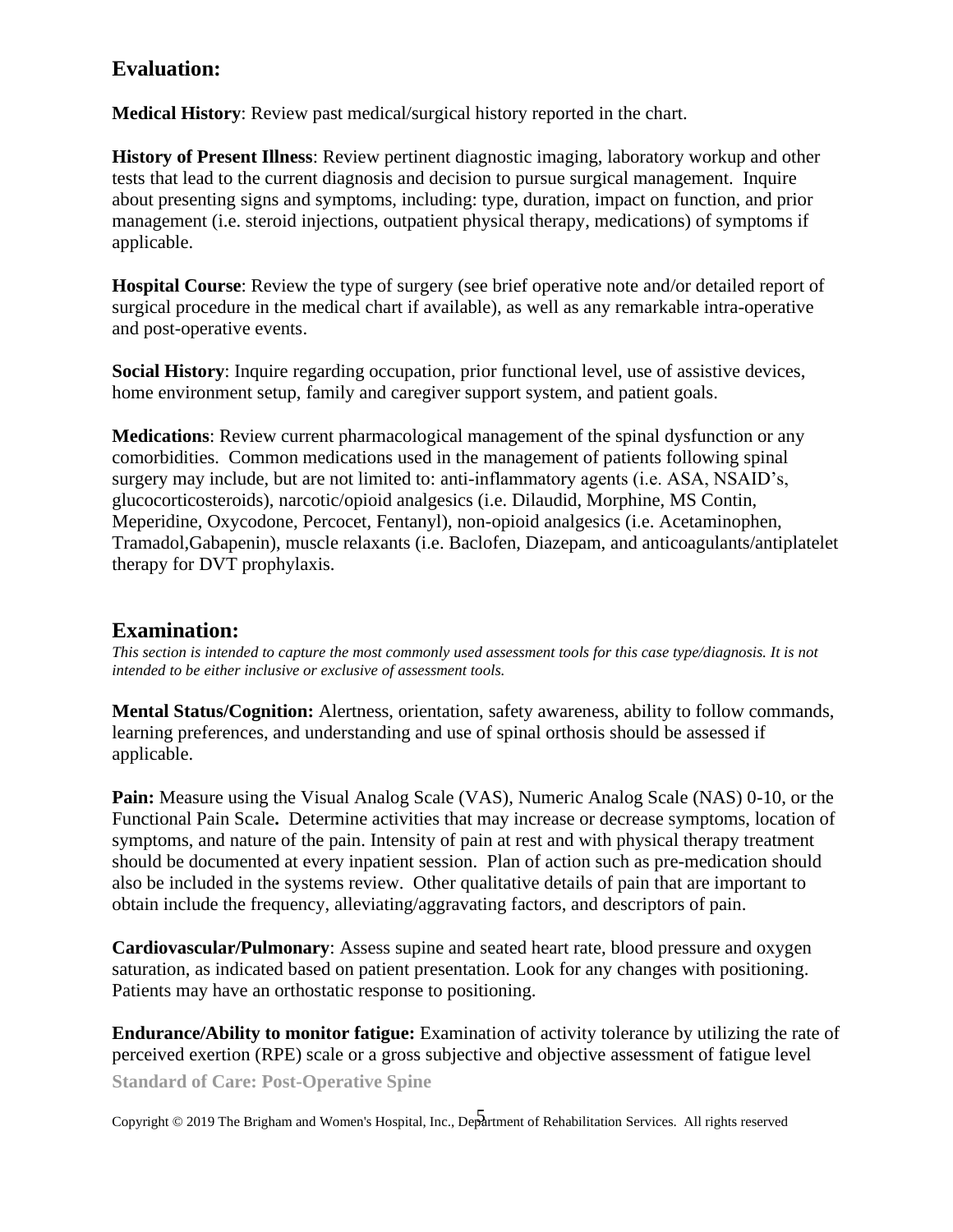## Evaluation:

**Medical History**: Review past medical/surgical history reported in the chart.

**History of Present Illness**: Review pertinent diagnostic imaging, laboratory workup and other tests that lead to the current diagnosis and decision to pursue surgical management. Inquire about presenting signs and symptoms, including: type, duration, impact on function, and prior management (i.e. steroid injections, outpatient physical therapy, medications) of symptoms if applicable.

**Hospital Course**: Review the type of surgery (see brief operative note and/or detailed report of surgical procedure in the medical chart if available), as well as any remarkable intra-operative and post-operative events.

**Social History**: Inquire regarding occupation, prior functional level, use of assistive devices, home environment setup, family and caregiver support system, and patient goals.

**Medications**: Review current pharmacological management of the spinal dysfunction or any comorbidities. Common medications used in the management of patients following spinal surgery may include, but are not limited to: anti-inflammatory agents (i.e. ASA, NSAID's, glucocorticosteroids), narcotic/opioid analgesics (i.e. Dilaudid, Morphine, MS Contin, Meperidine, Oxycodone, Percocet, Fentanyl), non-opioid analgesics (i.e. Acetaminophen, Tramadol,Gabapenin), muscle relaxants (i.e. Baclofen, Diazepam, and anticoagulants/antiplatelet therapy for DVT prophylaxis.

## Examination:

*This section is intended to capture the most commonly used assessment tools for this case type/diagnosis. It is not intended to be either inclusive or exclusive of assessment tools.*

**Mental Status/Cognition:** Alertness, orientation, safety awareness, ability to follow commands, learning preferences, and understanding and use of spinal orthosis should be assessed if applicable.

**Pain:** Measure using the Visual Analog Scale (VAS), Numeric Analog Scale (NAS) 0-10, or the Functional Pain Scale**.** Determine activities that may increase or decrease symptoms, location of symptoms, and nature of the pain. Intensity of pain at rest and with physical therapy treatment should be documented at every inpatient session. Plan of action such as pre-medication should also be included in the systems review. Other qualitative details of pain that are important to obtain include the frequency, alleviating/aggravating factors, and descriptors of pain.

**Cardiovascular/Pulmonary**: Assess supine and seated heart rate, blood pressure and oxygen saturation, as indicated based on patient presentation. Look for any changes with positioning. Patients may have an orthostatic response to positioning.

**Endurance/Ability to monitor fatigue:** Examination of activity tolerance by utilizing the rate of perceived exertion (RPE) scale or a gross subjective and objective assessment of fatigue level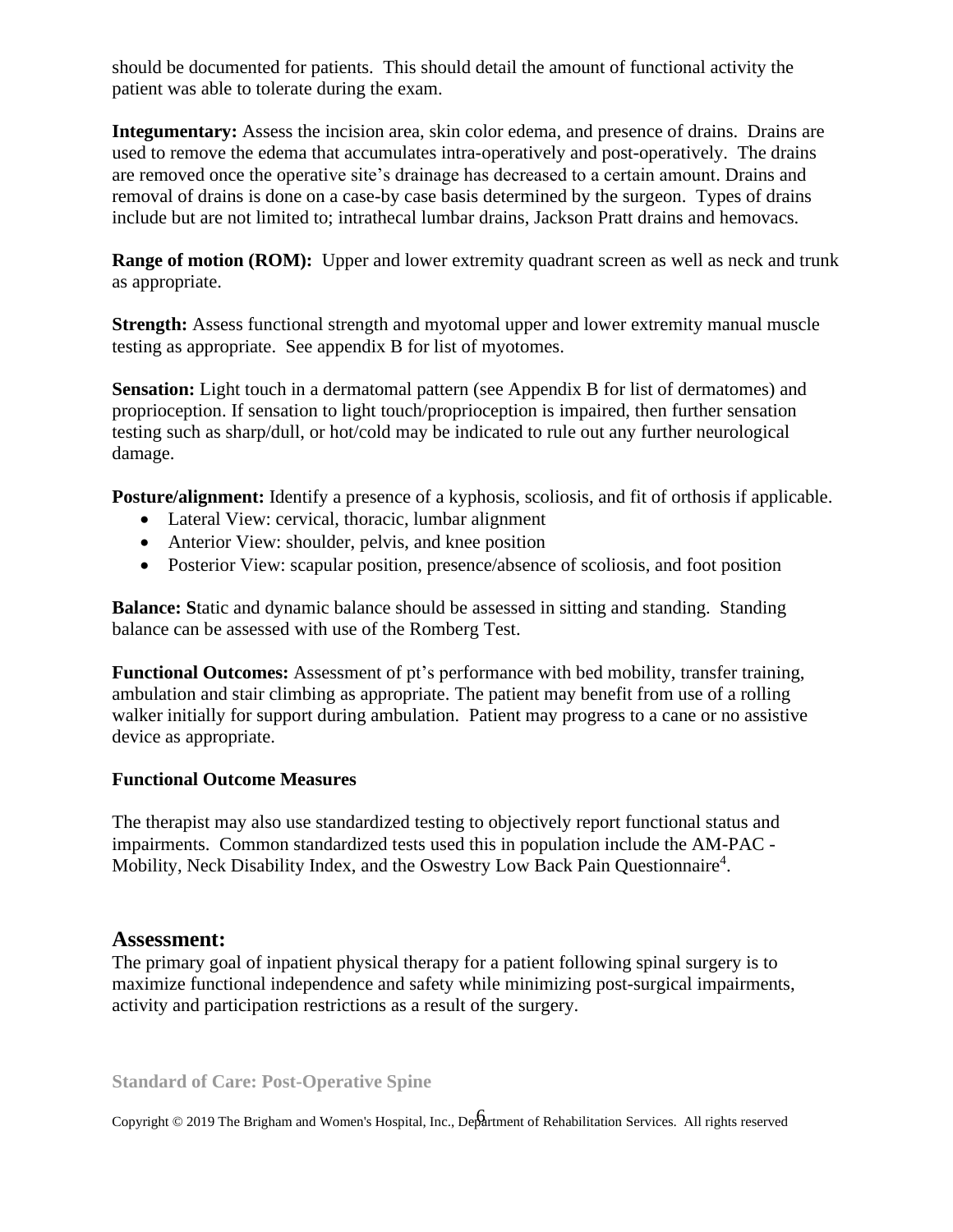should be documented for patients. This should detail the amount of functional activity the patient was able to tolerate during the exam.

**Integumentary:** Assess the incision area, skin color edema, and presence of drains. Drains are used to remove the edema that accumulates intra-operatively and post-operatively. The drains are removed once the operative site's drainage has decreased to a certain amount. Drains and removal of drains is done on a case-by case basis determined by the surgeon. Types of drains include but are not limited to; intrathecal lumbar drains, Jackson Pratt drains and hemovacs.

**Range of motion (ROM):** Upper and lower extremity quadrant screen as well as neck and trunk as appropriate.

**Strength:** Assess functional strength and myotomal upper and lower extremity manual muscle testing as appropriate. See appendix B for list of myotomes.

**Sensation:** Light touch in a dermatomal pattern (see Appendix B for list of dermatomes) and proprioception. If sensation to light touch/proprioception is impaired, then further sensation testing such as sharp/dull, or hot/cold may be indicated to rule out any further neurological damage.

**Posture/alignment:** Identify a presence of a kyphosis, scoliosis, and fit of orthosis if applicable.

- Lateral View: cervical, thoracic, lumbar alignment
- Anterior View: shoulder, pelvis, and knee position
- Posterior View: scapular position, presence/absence of scoliosis, and foot position

**Balance: S**tatic and dynamic balance should be assessed in sitting and standing. Standing balance can be assessed with use of the Romberg Test.

**Functional Outcomes:** Assessment of pt's performance with bed mobility, transfer training, ambulation and stair climbing as appropriate. The patient may benefit from use of a rolling walker initially for support during ambulation. Patient may progress to a cane or no assistive device as appropriate.

**Functional Outcome Measures**

The therapist may also use standardized testing to objectively report functional status and impairments. Common standardized tests used this in population include the AM-PAC - Mobility, Neck Disability Index, and the Oswestry Low Back Pain Questionnaire[4].

## Assessment:

The primary goal of inpatient physical therapy for a patient following spinal surgery is to maximize functional independence and safety while minimizing post-surgical impairments, activity and participation restrictions as a result of the surgery.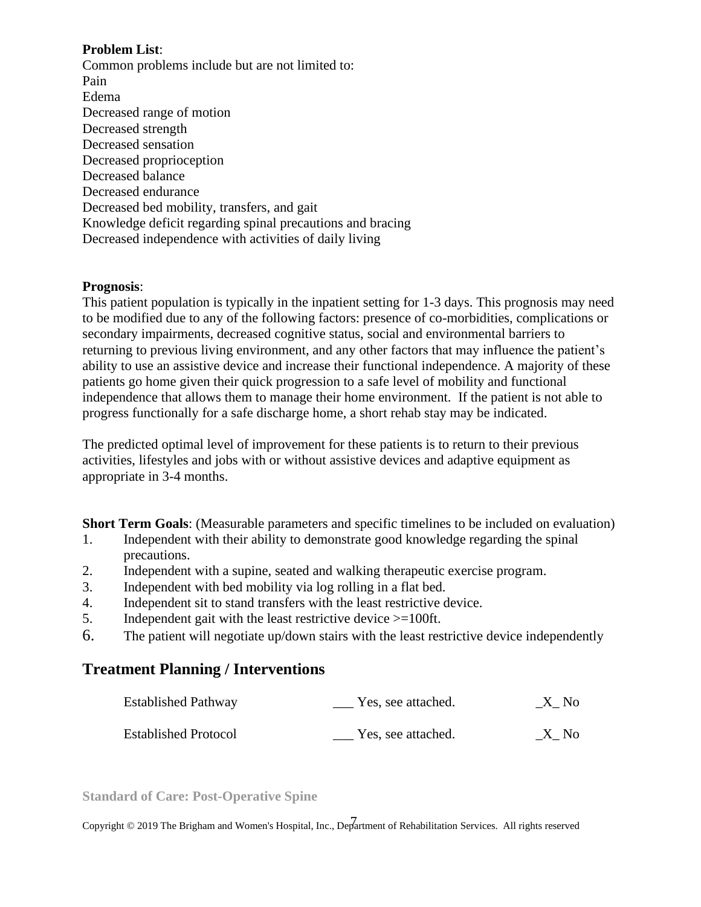**Problem List**:
Common problems include but are not limited to:
Pain
Edema
Decreased range of motion
Decreased strength
Decreased sensation
Decreased proprioception
Decreased balance
Decreased endurance
Decreased bed mobility, transfers, and gait
Knowledge deficit regarding spinal precautions and bracing
Decreased independence with activities of daily living

**Prognosis**:
This patient population is typically in the inpatient setting for 1-3 days. This prognosis may need to be modified due to any of the following factors: presence of co-morbidities, complications or secondary impairments, decreased cognitive status, social and environmental barriers to returning to previous living environment, and any other factors that may influence the patient's ability to use an assistive device and increase their functional independence. A majority of these patients go home given their quick progression to a safe level of mobility and functional independence that allows them to manage their home environment. If the patient is not able to progress functionally for a safe discharge home, a short rehab stay may be indicated.

The predicted optimal level of improvement for these patients is to return to their previous activities, lifestyles and jobs with or without assistive devices and adaptive equipment as appropriate in 3-4 months.

**Short Term Goals**: (Measurable parameters and specific timelines to be included on evaluation)

1. Independent with their ability to demonstrate good knowledge regarding the spinal precautions.
2. Independent with a supine, seated and walking therapeutic exercise program.
3. Independent with bed mobility via log rolling in a flat bed.
4. Independent sit to stand transfers with the least restrictive device.
5. Independent gait with the least restrictive device >=100ft.
6. The patient will negotiate up/down stairs with the least restrictive device independently

## Treatment Planning / Interventions

| | | |
|---|---|---|
| Established Pathway | ___ Yes, see attached. | _X_ No |
| Established Protocol | ___ Yes, see attached. | _X_ No |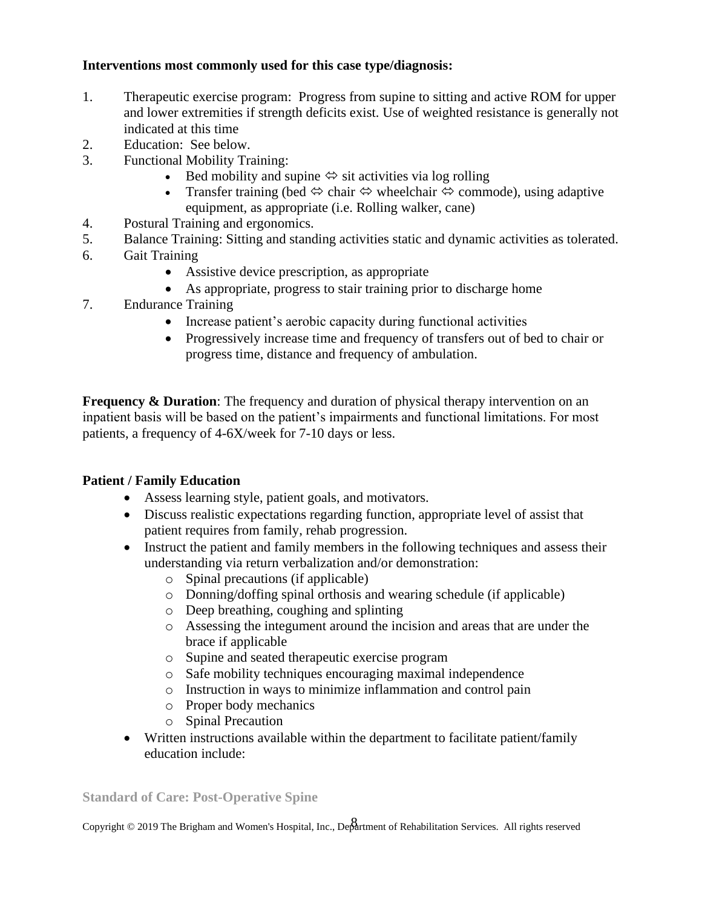**Interventions most commonly used for this case type/diagnosis:**

1. Therapeutic exercise program: Progress from supine to sitting and active ROM for upper and lower extremities if strength deficits exist. Use of weighted resistance is generally not indicated at this time
2. Education: See below.
3. Functional Mobility Training:
   - Bed mobility and supine ⇔ sit activities via log rolling
   - Transfer training (bed ⇔ chair ⇔ wheelchair ⇔ commode), using adaptive equipment, as appropriate (i.e. Rolling walker, cane)
4. Postural Training and ergonomics.
5. Balance Training: Sitting and standing activities static and dynamic activities as tolerated.
6. Gait Training
   - Assistive device prescription, as appropriate
   - As appropriate, progress to stair training prior to discharge home
7. Endurance Training
   - Increase patient's aerobic capacity during functional activities
   - Progressively increase time and frequency of transfers out of bed to chair or progress time, distance and frequency of ambulation.

**Frequency & Duration**: The frequency and duration of physical therapy intervention on an inpatient basis will be based on the patient's impairments and functional limitations. For most patients, a frequency of 4-6X/week for 7-10 days or less.

**Patient / Family Education**

- Assess learning style, patient goals, and motivators.
- Discuss realistic expectations regarding function, appropriate level of assist that patient requires from family, rehab progression.
- Instruct the patient and family members in the following techniques and assess their understanding via return verbalization and/or demonstration:
  - Spinal precautions (if applicable)
  - Donning/doffing spinal orthosis and wearing schedule (if applicable)
  - Deep breathing, coughing and splinting
  - Assessing the integument around the incision and areas that are under the brace if applicable
  - Supine and seated therapeutic exercise program
  - Safe mobility techniques encouraging maximal independence
  - Instruction in ways to minimize inflammation and control pain
  - Proper body mechanics
  - Spinal Precaution
- Written instructions available within the department to facilitate patient/family education include: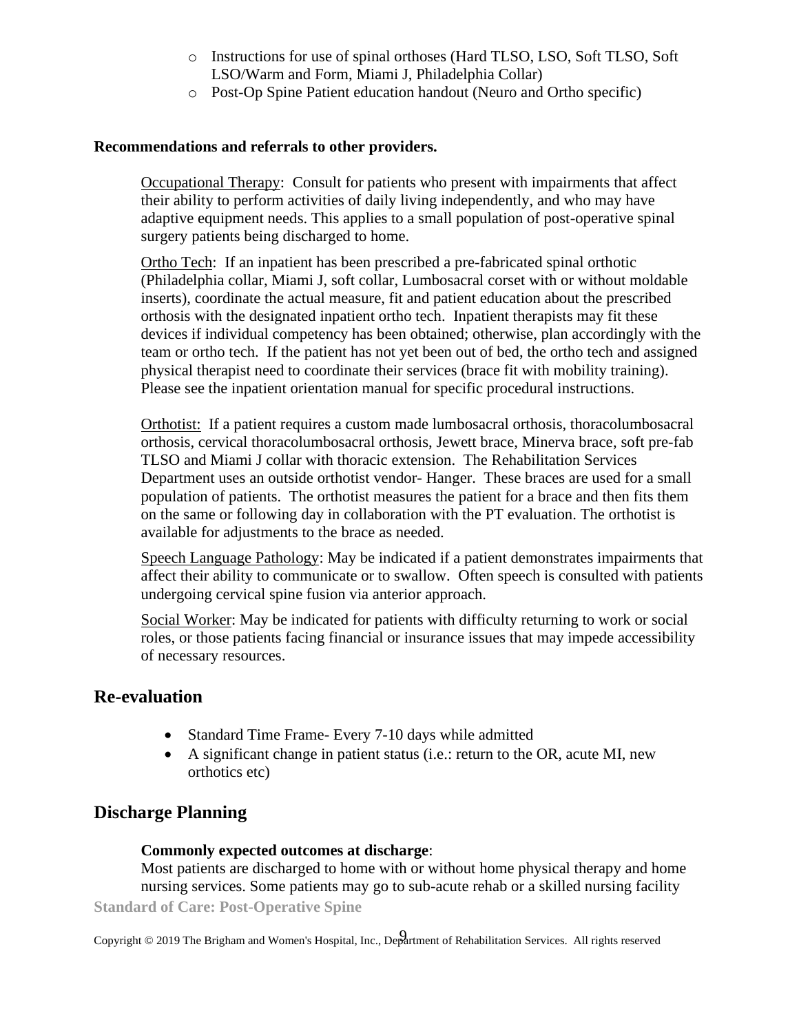- Instructions for use of spinal orthoses (Hard TLSO, LSO, Soft TLSO, Soft LSO/Warm and Form, Miami J, Philadelphia Collar)
- Post-Op Spine Patient education handout (Neuro and Ortho specific)

**Recommendations and referrals to other providers.**

Occupational Therapy: Consult for patients who present with impairments that affect their ability to perform activities of daily living independently, and who may have adaptive equipment needs. This applies to a small population of post-operative spinal surgery patients being discharged to home.

Ortho Tech: If an inpatient has been prescribed a pre-fabricated spinal orthotic (Philadelphia collar, Miami J, soft collar, Lumbosacral corset with or without moldable inserts), coordinate the actual measure, fit and patient education about the prescribed orthosis with the designated inpatient ortho tech. Inpatient therapists may fit these devices if individual competency has been obtained; otherwise, plan accordingly with the team or ortho tech. If the patient has not yet been out of bed, the ortho tech and assigned physical therapist need to coordinate their services (brace fit with mobility training). Please see the inpatient orientation manual for specific procedural instructions.

Orthotist: If a patient requires a custom made lumbosacral orthosis, thoracolumbosacral orthosis, cervical thoracolumbosacral orthosis, Jewett brace, Minerva brace, soft pre-fab TLSO and Miami J collar with thoracic extension. The Rehabilitation Services Department uses an outside orthotist vendor- Hanger. These braces are used for a small population of patients. The orthotist measures the patient for a brace and then fits them on the same or following day in collaboration with the PT evaluation. The orthotist is available for adjustments to the brace as needed.

Speech Language Pathology: May be indicated if a patient demonstrates impairments that affect their ability to communicate or to swallow. Often speech is consulted with patients undergoing cervical spine fusion via anterior approach.

Social Worker: May be indicated for patients with difficulty returning to work or social roles, or those patients facing financial or insurance issues that may impede accessibility of necessary resources.

## Re-evaluation

- Standard Time Frame- Every 7-10 days while admitted
- A significant change in patient status (i.e.: return to the OR, acute MI, new orthotics etc)

## Discharge Planning

**Commonly expected outcomes at discharge**:

Most patients are discharged to home with or without home physical therapy and home nursing services. Some patients may go to sub-acute rehab or a skilled nursing facility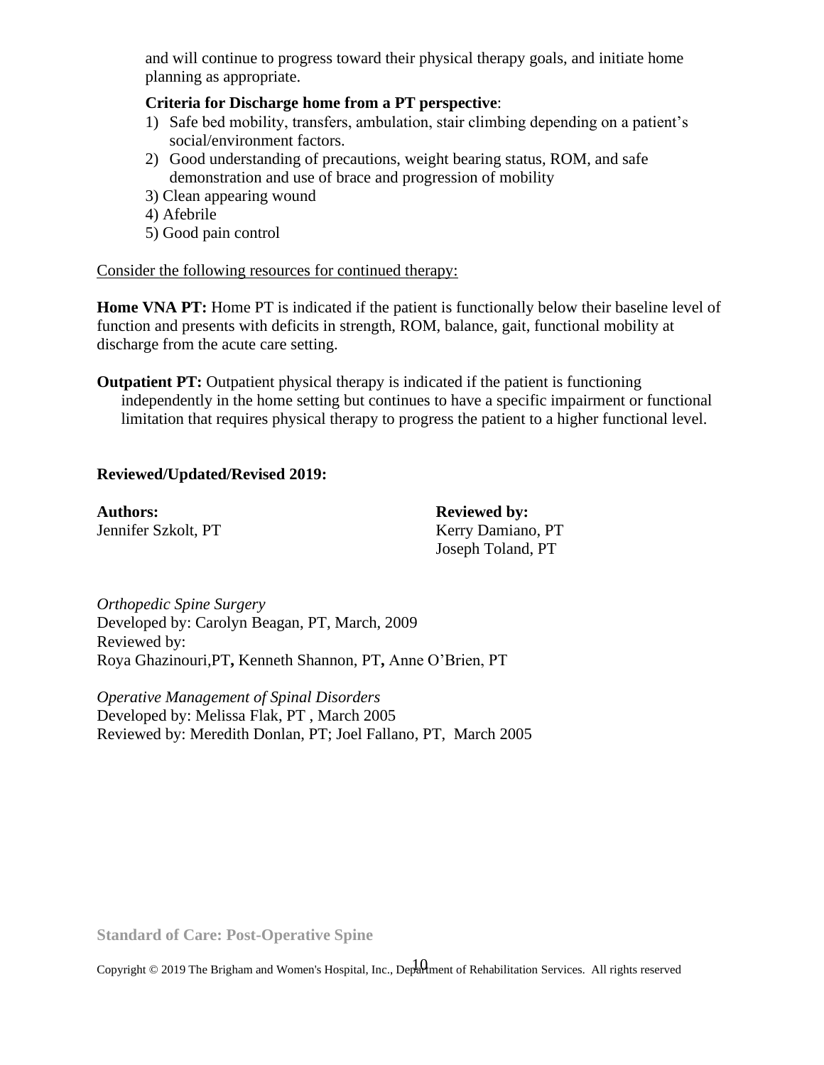and will continue to progress toward their physical therapy goals, and initiate home planning as appropriate.

**Criteria for Discharge home from a PT perspective**:

1) Safe bed mobility, transfers, ambulation, stair climbing depending on a patient's social/environment factors.
2) Good understanding of precautions, weight bearing status, ROM, and safe demonstration and use of brace and progression of mobility
3) Clean appearing wound
4) Afebrile
5) Good pain control

<u>Consider the following resources for continued therapy:</u>

**Home VNA PT:** Home PT is indicated if the patient is functionally below their baseline level of function and presents with deficits in strength, ROM, balance, gait, functional mobility at discharge from the acute care setting.

**Outpatient PT:** Outpatient physical therapy is indicated if the patient is functioning independently in the home setting but continues to have a specific impairment or functional limitation that requires physical therapy to progress the patient to a higher functional level.

**Reviewed/Updated/Revised 2019:**

**Authors:**
Jennifer Szkolt, PT

**Reviewed by:**
Kerry Damiano, PT
Joseph Toland, PT

*Orthopedic Spine Surgery*
Developed by: Carolyn Beagan, PT, March, 2009
Reviewed by:
Roya Ghazinouri,PT**,** Kenneth Shannon, PT**,** Anne O'Brien, PT

*Operative Management of Spinal Disorders*
Developed by: Melissa Flak, PT , March 2005
Reviewed by: Meredith Donlan, PT; Joel Fallano, PT, March 2005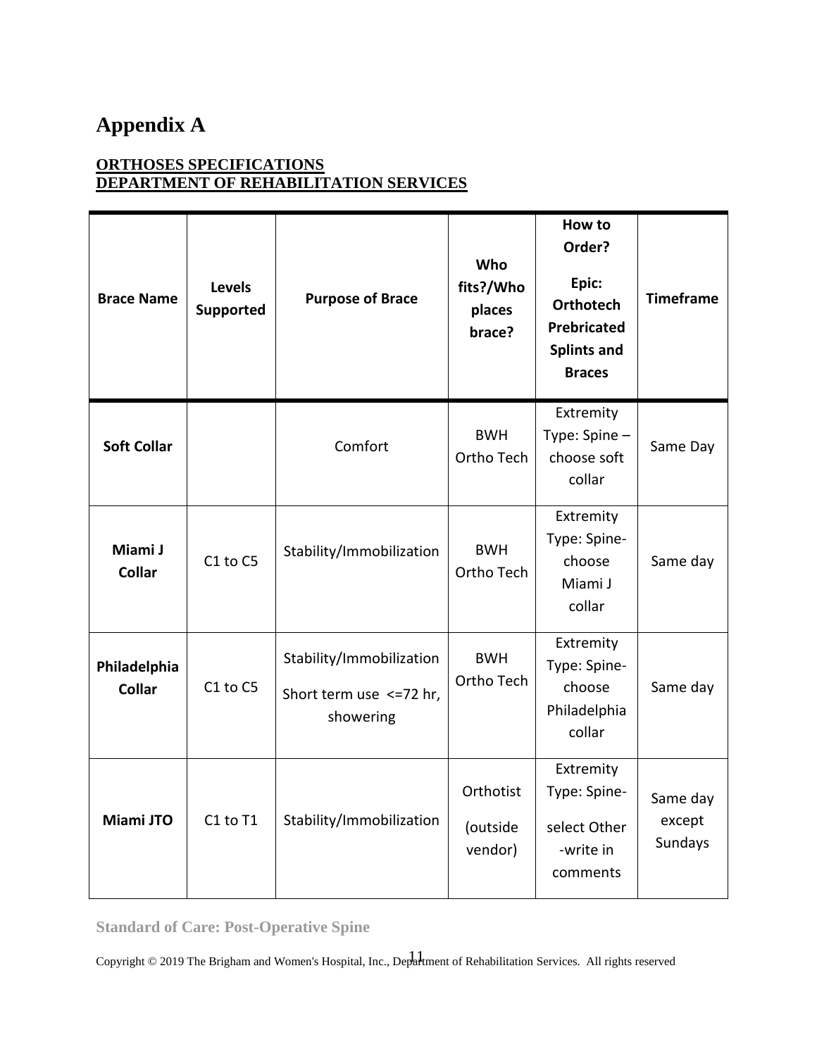# Appendix A

## ORTHOSES SPECIFICATIONS
## DEPARTMENT OF REHABILITATION SERVICES

| Brace Name | Levels Supported | Purpose of Brace | Who fits?/Who places brace? | How to Order? Epic: Orthotech Prebricated Splints and Braces | Timeframe |
|---|---|---|---|---|---|
| **Soft Collar** | | Comfort | BWH Ortho Tech | Extremity Type: Spine – choose soft collar | Same Day |
| **Miami J Collar** | C1 to C5 | Stability/Immobilization | BWH Ortho Tech | Extremity Type: Spine- choose Miami J collar | Same day |
| **Philadelphia Collar** | C1 to C5 | Stability/Immobilization Short term use <=72 hr, showering | BWH Ortho Tech | Extremity Type: Spine- choose Philadelphia collar | Same day |
| **Miami JTO** | C1 to T1 | Stability/Immobilization | Orthotist (outside vendor) | Extremity Type: Spine- select Other -write in comments | Same day except Sundays |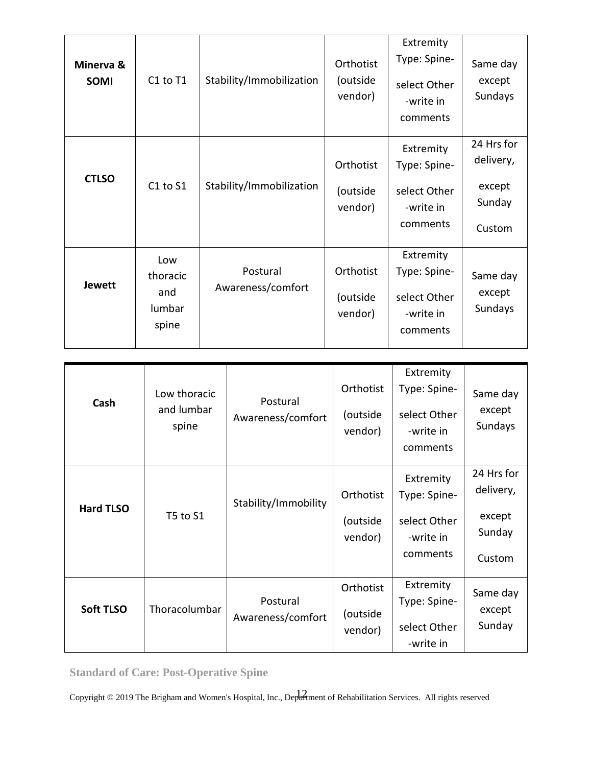| | | | | | |
|---|---|---|---|---|---|
| **Minerva & SOMI** | C1 to T1 | Stability/Immobilization | Orthotist (outside vendor) | Extremity Type: Spine- select Other -write in comments | Same day except Sundays |
| **CTLSO** | C1 to S1 | Stability/Immobilization | Orthotist (outside vendor) | Extremity Type: Spine- select Other -write in comments | 24 Hrs for delivery, except Sunday Custom |
| **Jewett** | Low thoracic and lumbar spine | Postural Awareness/comfort | Orthotist (outside vendor) | Extremity Type: Spine- select Other -write in comments | Same day except Sundays |
| **Cash** | Low thoracic and lumbar spine | Postural Awareness/comfort | Orthotist (outside vendor) | Extremity Type: Spine- select Other -write in comments | Same day except Sundays |
| **Hard TLSO** | T5 to S1 | Stability/Immobility | Orthotist (outside vendor) | Extremity Type: Spine- select Other -write in comments | 24 Hrs for delivery, except Sunday Custom |
| **Soft TLSO** | Thoracolumbar | Postural Awareness/comfort | Orthotist (outside vendor) | Extremity Type: Spine- select Other -write in | Same day except Sunday |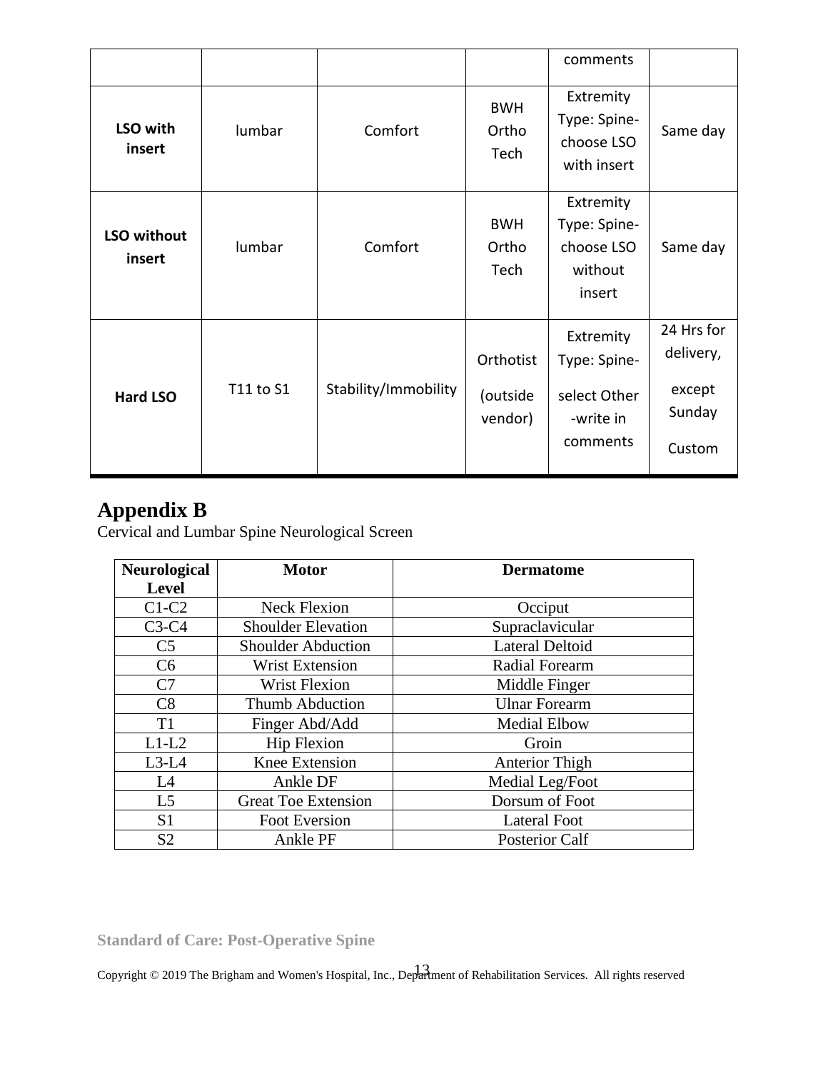| | | | | comments | |
|---|---|---|---|---|---|
| **LSO with insert** | lumbar | Comfort | BWH Ortho Tech | Extremity Type: Spine- choose LSO with insert | Same day |
| **LSO without insert** | lumbar | Comfort | BWH Ortho Tech | Extremity Type: Spine- choose LSO without insert | Same day |
| **Hard LSO** | T11 to S1 | Stability/Immobility | Orthotist (outside vendor) | Extremity Type: Spine- select Other -write in comments | 24 Hrs for delivery, except Sunday Custom |

# Appendix B

Cervical and Lumbar Spine Neurological Screen

| Neurological Level | Motor | Dermatome |
|---|---|---|
| C1-C2 | Neck Flexion | Occiput |
| C3-C4 | Shoulder Elevation | Supraclavicular |
| C5 | Shoulder Abduction | Lateral Deltoid |
| C6 | Wrist Extension | Radial Forearm |
| C7 | Wrist Flexion | Middle Finger |
| C8 | Thumb Abduction | Ulnar Forearm |
| T1 | Finger Abd/Add | Medial Elbow |
| L1-L2 | Hip Flexion | Groin |
| L3-L4 | Knee Extension | Anterior Thigh |
| L4 | Ankle DF | Medial Leg/Foot |
| L5 | Great Toe Extension | Dorsum of Foot |
| S1 | Foot Eversion | Lateral Foot |
| S2 | Ankle PF | Posterior Calf |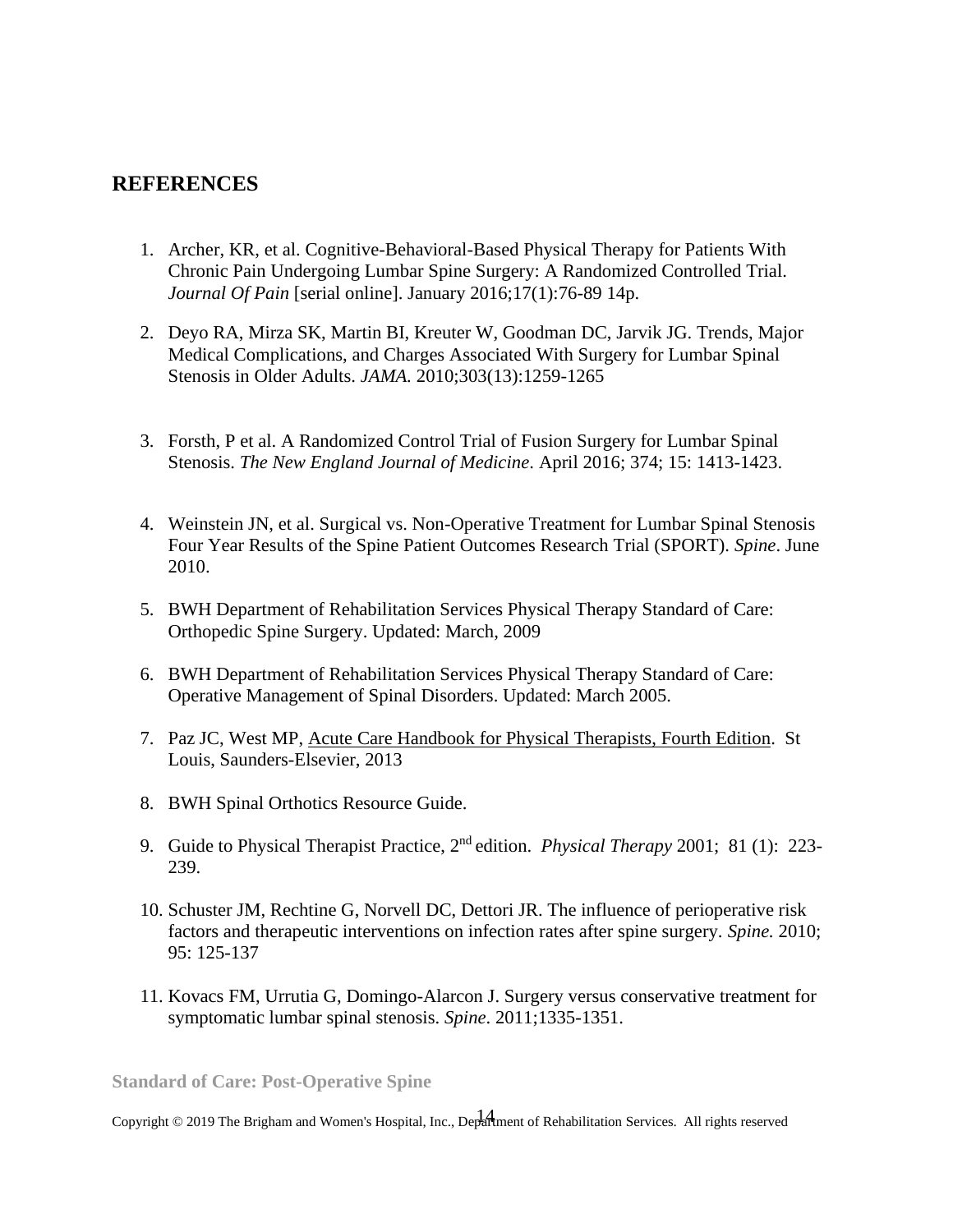## REFERENCES

1. Archer, KR, et al. Cognitive-Behavioral-Based Physical Therapy for Patients With Chronic Pain Undergoing Lumbar Spine Surgery: A Randomized Controlled Trial. *Journal Of Pain* [serial online]. January 2016;17(1):76-89 14p.

2. Deyo RA, Mirza SK, Martin BI, Kreuter W, Goodman DC, Jarvik JG. Trends, Major Medical Complications, and Charges Associated With Surgery for Lumbar Spinal Stenosis in Older Adults. *JAMA.* 2010;303(13):1259-1265

3. Forsth, P et al. A Randomized Control Trial of Fusion Surgery for Lumbar Spinal Stenosis. *The New England Journal of Medicine*. April 2016; 374; 15: 1413-1423.

4. Weinstein JN, et al. Surgical vs. Non-Operative Treatment for Lumbar Spinal Stenosis Four Year Results of the Spine Patient Outcomes Research Trial (SPORT). *Spine*. June 2010.

5. BWH Department of Rehabilitation Services Physical Therapy Standard of Care: Orthopedic Spine Surgery. Updated: March, 2009

6. BWH Department of Rehabilitation Services Physical Therapy Standard of Care: Operative Management of Spinal Disorders. Updated: March 2005.

7. Paz JC, West MP, Acute Care Handbook for Physical Therapists, Fourth Edition. St Louis, Saunders-Elsevier, 2013

8. BWH Spinal Orthotics Resource Guide.

9. Guide to Physical Therapist Practice, 2nd edition. *Physical Therapy* 2001; 81 (1): 223-239.

10. Schuster JM, Rechtine G, Norvell DC, Dettori JR. The influence of perioperative risk factors and therapeutic interventions on infection rates after spine surgery. *Spine.* 2010; 95: 125-137

11. Kovacs FM, Urrutia G, Domingo-Alarcon J. Surgery versus conservative treatment for symptomatic lumbar spinal stenosis. *Spine*. 2011;1335-1351.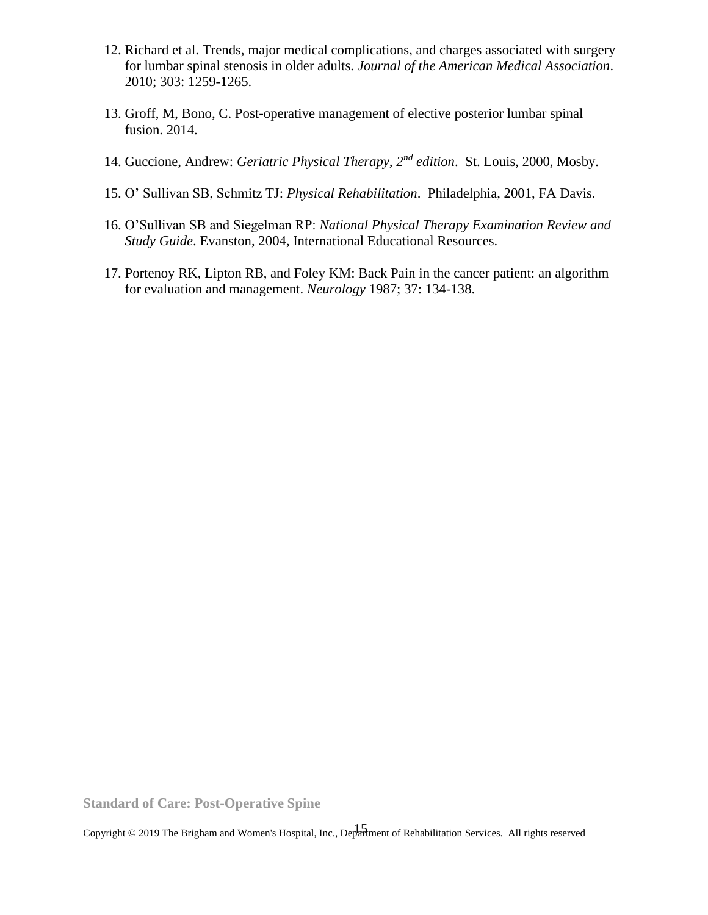12. Richard et al. Trends, major medical complications, and charges associated with surgery for lumbar spinal stenosis in older adults. *Journal of the American Medical Association*. 2010; 303: 1259-1265.

13. Groff, M, Bono, C. Post-operative management of elective posterior lumbar spinal fusion. 2014.

14. Guccione, Andrew: *Geriatric Physical Therapy, 2nd edition*. St. Louis, 2000, Mosby.

15. O' Sullivan SB, Schmitz TJ: *Physical Rehabilitation*. Philadelphia, 2001, FA Davis.

16. O'Sullivan SB and Siegelman RP: *National Physical Therapy Examination Review and Study Guide*. Evanston, 2004, International Educational Resources.

17. Portenoy RK, Lipton RB, and Foley KM: Back Pain in the cancer patient: an algorithm for evaluation and management. *Neurology* 1987; 37: 134-138.